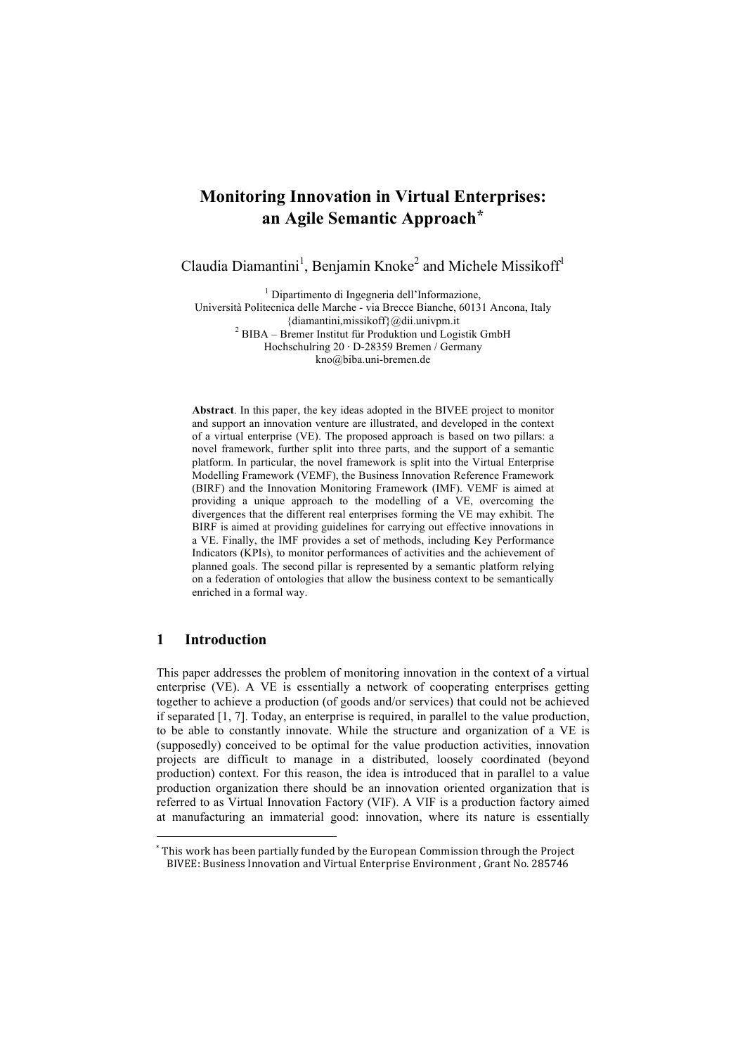# Monitoring Innovation in Virtual Enterprises: an Agile Semantic Approach*

Claudia Diamantini[1], Benjamin Knoke[2] and Michele Missikoff[1]

[1] Dipartimento di Ingegneria dell'Informazione,
Università Politecnica delle Marche - via Brecce Bianche, 60131 Ancona, Italy
{diamantini,missikoff}@dii.univpm.it
[2] BIBA – Bremer Institut für Produktion und Logistik GmbH
Hochschulring 20 · D-28359 Bremen / Germany
kno@biba.uni-bremen.de

**Abstract**. In this paper, the key ideas adopted in the BIVEE project to monitor and support an innovation venture are illustrated, and developed in the context of a virtual enterprise (VE). The proposed approach is based on two pillars: a novel framework, further split into three parts, and the support of a semantic platform. In particular, the novel framework is split into the Virtual Enterprise Modelling Framework (VEMF), the Business Innovation Reference Framework (BIRF) and the Innovation Monitoring Framework (IMF). VEMF is aimed at providing a unique approach to the modelling of a VE, overcoming the divergences that the different real enterprises forming the VE may exhibit. The BIRF is aimed at providing guidelines for carrying out effective innovations in a VE. Finally, the IMF provides a set of methods, including Key Performance Indicators (KPIs), to monitor performances of activities and the achievement of planned goals. The second pillar is represented by a semantic platform relying on a federation of ontologies that allow the business context to be semantically enriched in a formal way.

## 1 Introduction

This paper addresses the problem of monitoring innovation in the context of a virtual enterprise (VE). A VE is essentially a network of cooperating enterprises getting together to achieve a production (of goods and/or services) that could not be achieved if separated [1, 7]. Today, an enterprise is required, in parallel to the value production, to be able to constantly innovate. While the structure and organization of a VE is (supposedly) conceived to be optimal for the value production activities, innovation projects are difficult to manage in a distributed, loosely coordinated (beyond production) context. For this reason, the idea is introduced that in parallel to a value production organization there should be an innovation oriented organization that is referred to as Virtual Innovation Factory (VIF). A VIF is a production factory aimed at manufacturing an immaterial good: innovation, where its nature is essentially

* This work has been partially funded by the European Commission through the Project BIVEE: Business Innovation and Virtual Enterprise Environment , Grant No. 285746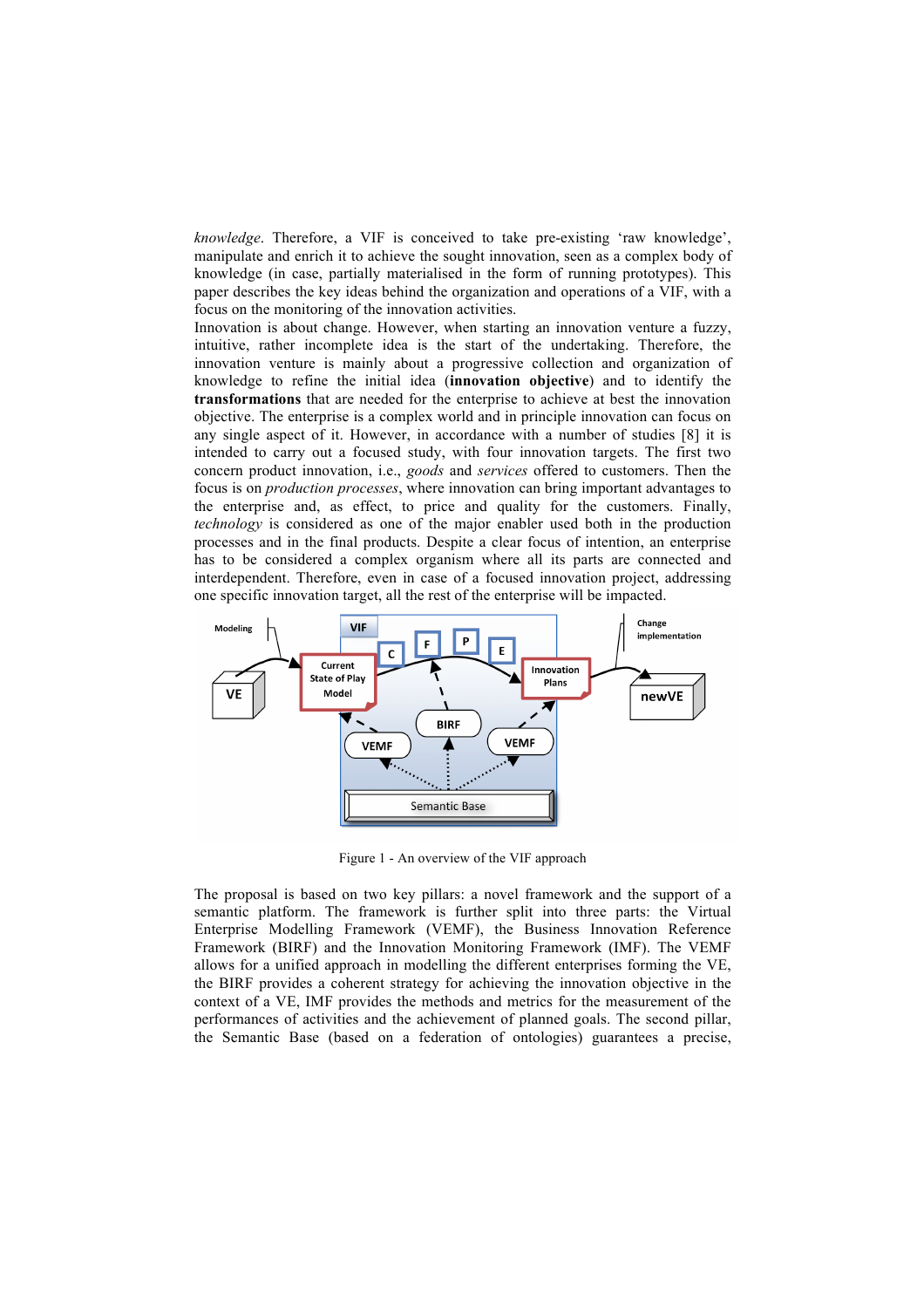*knowledge*. Therefore, a VIF is conceived to take pre-existing 'raw knowledge', manipulate and enrich it to achieve the sought innovation, seen as a complex body of knowledge (in case, partially materialised in the form of running prototypes). This paper describes the key ideas behind the organization and operations of a VIF, with a focus on the monitoring of the innovation activities.

Innovation is about change. However, when starting an innovation venture a fuzzy, intuitive, rather incomplete idea is the start of the undertaking. Therefore, the innovation venture is mainly about a progressive collection and organization of knowledge to refine the initial idea (**innovation objective**) and to identify the **transformations** that are needed for the enterprise to achieve at best the innovation objective. The enterprise is a complex world and in principle innovation can focus on any single aspect of it. However, in accordance with a number of studies [8] it is intended to carry out a focused study, with four innovation targets. The first two concern product innovation, i.e., *goods* and *services* offered to customers. Then the focus is on *production processes*, where innovation can bring important advantages to the enterprise and, as effect, to price and quality for the customers. Finally, *technology* is considered as one of the major enabler used both in the production processes and in the final products. Despite a clear focus of intention, an enterprise has to be considered a complex organism where all its parts are connected and interdependent. Therefore, even in case of a focused innovation project, addressing one specific innovation target, all the rest of the enterprise will be impacted.

Figure 1 - An overview of the VIF approach

The proposal is based on two key pillars: a novel framework and the support of a semantic platform. The framework is further split into three parts: the Virtual Enterprise Modelling Framework (VEMF), the Business Innovation Reference Framework (BIRF) and the Innovation Monitoring Framework (IMF). The VEMF allows for a unified approach in modelling the different enterprises forming the VE, the BIRF provides a coherent strategy for achieving the innovation objective in the context of a VE, IMF provides the methods and metrics for the measurement of the performances of activities and the achievement of planned goals. The second pillar, the Semantic Base (based on a federation of ontologies) guarantees a precise,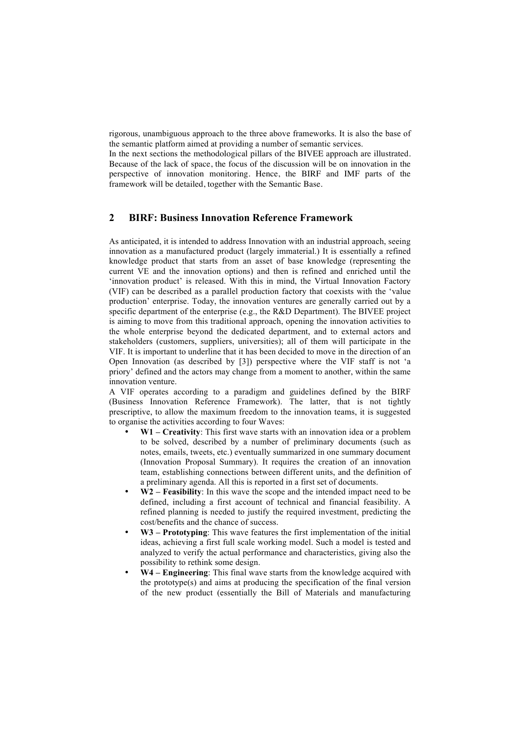rigorous, unambiguous approach to the three above frameworks. It is also the base of the semantic platform aimed at providing a number of semantic services.

In the next sections the methodological pillars of the BIVEE approach are illustrated. Because of the lack of space, the focus of the discussion will be on innovation in the perspective of innovation monitoring. Hence, the BIRF and IMF parts of the framework will be detailed, together with the Semantic Base.

## 2 BIRF: Business Innovation Reference Framework

As anticipated, it is intended to address Innovation with an industrial approach, seeing innovation as a manufactured product (largely immaterial.) It is essentially a refined knowledge product that starts from an asset of base knowledge (representing the current VE and the innovation options) and then is refined and enriched until the 'innovation product' is released. With this in mind, the Virtual Innovation Factory (VIF) can be described as a parallel production factory that coexists with the 'value production' enterprise. Today, the innovation ventures are generally carried out by a specific department of the enterprise (e.g., the R&D Department). The BIVEE project is aiming to move from this traditional approach, opening the innovation activities to the whole enterprise beyond the dedicated department, and to external actors and stakeholders (customers, suppliers, universities); all of them will participate in the VIF. It is important to underline that it has been decided to move in the direction of an Open Innovation (as described by [3]) perspective where the VIF staff is not 'a priory' defined and the actors may change from a moment to another, within the same innovation venture.

A VIF operates according to a paradigm and guidelines defined by the BIRF (Business Innovation Reference Framework). The latter, that is not tightly prescriptive, to allow the maximum freedom to the innovation teams, it is suggested to organise the activities according to four Waves:

- **W1 – Creativity**: This first wave starts with an innovation idea or a problem to be solved, described by a number of preliminary documents (such as notes, emails, tweets, etc.) eventually summarized in one summary document (Innovation Proposal Summary). It requires the creation of an innovation team, establishing connections between different units, and the definition of a preliminary agenda. All this is reported in a first set of documents.
- **W2 – Feasibility**: In this wave the scope and the intended impact need to be defined, including a first account of technical and financial feasibility. A refined planning is needed to justify the required investment, predicting the cost/benefits and the chance of success.
- **W3 – Prototyping**: This wave features the first implementation of the initial ideas, achieving a first full scale working model. Such a model is tested and analyzed to verify the actual performance and characteristics, giving also the possibility to rethink some design.
- **W4 – Engineering**: This final wave starts from the knowledge acquired with the prototype(s) and aims at producing the specification of the final version of the new product (essentially the Bill of Materials and manufacturing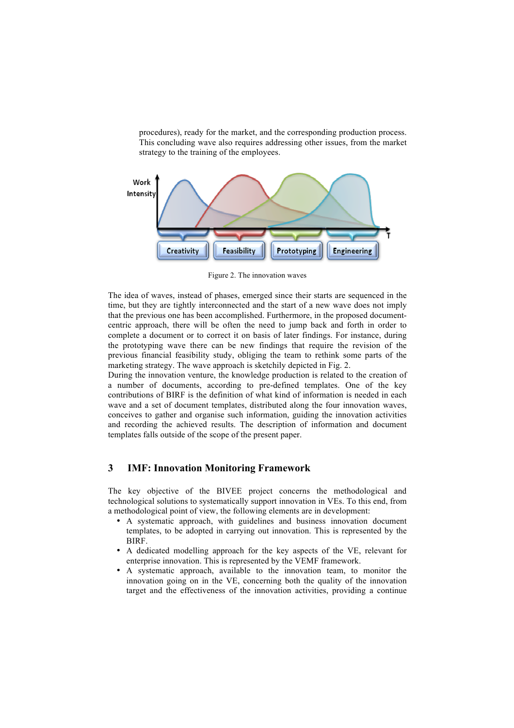procedures), ready for the market, and the corresponding production process. This concluding wave also requires addressing other issues, from the market strategy to the training of the employees.

Figure 2. The innovation waves

The idea of waves, instead of phases, emerged since their starts are sequenced in the time, but they are tightly interconnected and the start of a new wave does not imply that the previous one has been accomplished. Furthermore, in the proposed document-centric approach, there will be often the need to jump back and forth in order to complete a document or to correct it on basis of later findings. For instance, during the prototyping wave there can be new findings that require the revision of the previous financial feasibility study, obliging the team to rethink some parts of the marketing strategy. The wave approach is sketchily depicted in Fig. 2.

During the innovation venture, the knowledge production is related to the creation of a number of documents, according to pre-defined templates. One of the key contributions of BIRF is the definition of what kind of information is needed in each wave and a set of document templates, distributed along the four innovation waves, conceives to gather and organise such information, guiding the innovation activities and recording the achieved results. The description of information and document templates falls outside of the scope of the present paper.

## 3 IMF: Innovation Monitoring Framework

The key objective of the BIVEE project concerns the methodological and technological solutions to systematically support innovation in VEs. To this end, from a methodological point of view, the following elements are in development:

- A systematic approach, with guidelines and business innovation document templates, to be adopted in carrying out innovation. This is represented by the BIRF.
- A dedicated modelling approach for the key aspects of the VE, relevant for enterprise innovation. This is represented by the VEMF framework.
- A systematic approach, available to the innovation team, to monitor the innovation going on in the VE, concerning both the quality of the innovation target and the effectiveness of the innovation activities, providing a continue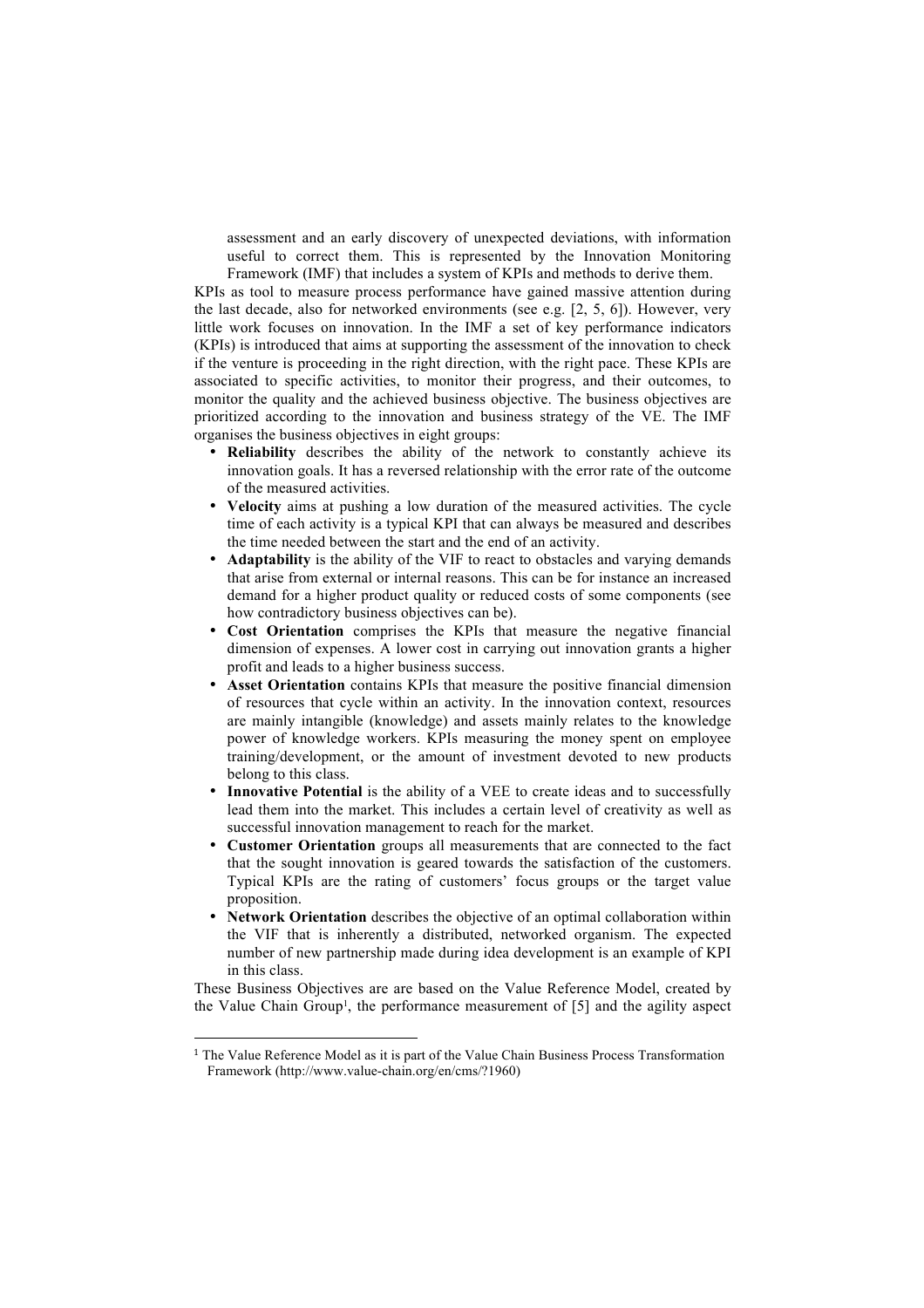assessment and an early discovery of unexpected deviations, with information useful to correct them. This is represented by the Innovation Monitoring Framework (IMF) that includes a system of KPIs and methods to derive them.

KPIs as tool to measure process performance have gained massive attention during the last decade, also for networked environments (see e.g. [2, 5, 6]). However, very little work focuses on innovation. In the IMF a set of key performance indicators (KPIs) is introduced that aims at supporting the assessment of the innovation to check if the venture is proceeding in the right direction, with the right pace. These KPIs are associated to specific activities, to monitor their progress, and their outcomes, to monitor the quality and the achieved business objective. The business objectives are prioritized according to the innovation and business strategy of the VE. The IMF organises the business objectives in eight groups:

- **Reliability** describes the ability of the network to constantly achieve its innovation goals. It has a reversed relationship with the error rate of the outcome of the measured activities.
- **Velocity** aims at pushing a low duration of the measured activities. The cycle time of each activity is a typical KPI that can always be measured and describes the time needed between the start and the end of an activity.
- **Adaptability** is the ability of the VIF to react to obstacles and varying demands that arise from external or internal reasons. This can be for instance an increased demand for a higher product quality or reduced costs of some components (see how contradictory business objectives can be).
- **Cost Orientation** comprises the KPIs that measure the negative financial dimension of expenses. A lower cost in carrying out innovation grants a higher profit and leads to a higher business success.
- **Asset Orientation** contains KPIs that measure the positive financial dimension of resources that cycle within an activity. In the innovation context, resources are mainly intangible (knowledge) and assets mainly relates to the knowledge power of knowledge workers. KPIs measuring the money spent on employee training/development, or the amount of investment devoted to new products belong to this class.
- **Innovative Potential** is the ability of a VEE to create ideas and to successfully lead them into the market. This includes a certain level of creativity as well as successful innovation management to reach for the market.
- **Customer Orientation** groups all measurements that are connected to the fact that the sought innovation is geared towards the satisfaction of the customers. Typical KPIs are the rating of customers' focus groups or the target value proposition.
- **Network Orientation** describes the objective of an optimal collaboration within the VIF that is inherently a distributed, networked organism. The expected number of new partnership made during idea development is an example of KPI in this class.

These Business Objectives are are based on the Value Reference Model, created by the Value Chain Group[1], the performance measurement of [5] and the agility aspect

---

[1] The Value Reference Model as it is part of the Value Chain Business Process Transformation Framework (http://www.value-chain.org/en/cms/?1960)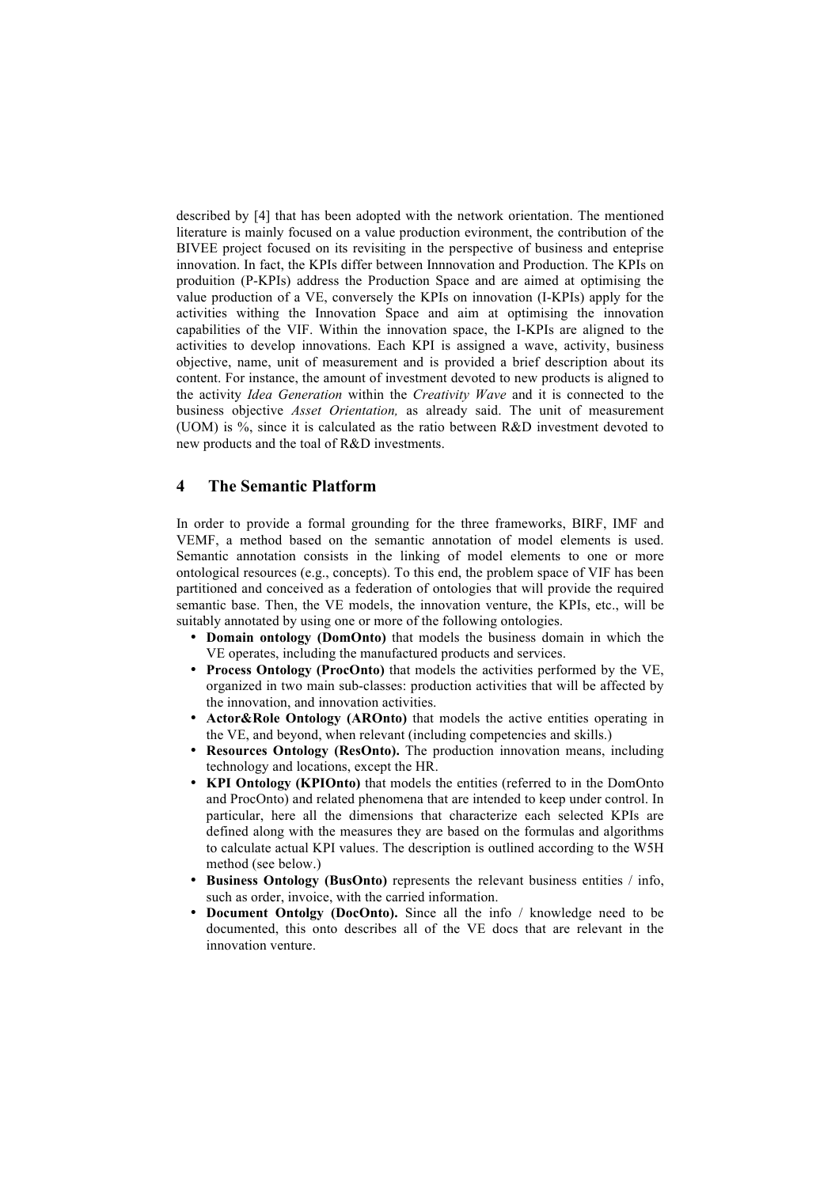described by [4] that has been adopted with the network orientation. The mentioned literature is mainly focused on a value production evironment, the contribution of the BIVEE project focused on its revisiting in the perspective of business and enteprise innovation. In fact, the KPIs differ between Innnovation and Production. The KPIs on produition (P-KPIs) address the Production Space and are aimed at optimising the value production of a VE, conversely the KPIs on innovation (I-KPIs) apply for the activities withing the Innovation Space and aim at optimising the innovation capabilities of the VIF. Within the innovation space, the I-KPIs are aligned to the activities to develop innovations. Each KPI is assigned a wave, activity, business objective, name, unit of measurement and is provided a brief description about its content. For instance, the amount of investment devoted to new products is aligned to the activity *Idea Generation* within the *Creativity Wave* and it is connected to the business objective *Asset Orientation,* as already said. The unit of measurement (UOM) is %, since it is calculated as the ratio between R&D investment devoted to new products and the toal of R&D investments.

## 4 The Semantic Platform

In order to provide a formal grounding for the three frameworks, BIRF, IMF and VEMF, a method based on the semantic annotation of model elements is used. Semantic annotation consists in the linking of model elements to one or more ontological resources (e.g., concepts). To this end, the problem space of VIF has been partitioned and conceived as a federation of ontologies that will provide the required semantic base. Then, the VE models, the innovation venture, the KPIs, etc., will be suitably annotated by using one or more of the following ontologies.

- **Domain ontology (DomOnto)** that models the business domain in which the VE operates, including the manufactured products and services.
- **Process Ontology (ProcOnto)** that models the activities performed by the VE, organized in two main sub-classes: production activities that will be affected by the innovation, and innovation activities.
- **Actor&Role Ontology (AROnto)** that models the active entities operating in the VE, and beyond, when relevant (including competencies and skills.)
- **Resources Ontology (ResOnto).** The production innovation means, including technology and locations, except the HR.
- **KPI Ontology (KPIOnto)** that models the entities (referred to in the DomOnto and ProcOnto) and related phenomena that are intended to keep under control. In particular, here all the dimensions that characterize each selected KPIs are defined along with the measures they are based on the formulas and algorithms to calculate actual KPI values. The description is outlined according to the W5H method (see below.)
- **Business Ontology (BusOnto)** represents the relevant business entities / info, such as order, invoice, with the carried information.
- **Document Ontolgy (DocOnto).** Since all the info / knowledge need to be documented, this onto describes all of the VE docs that are relevant in the innovation venture.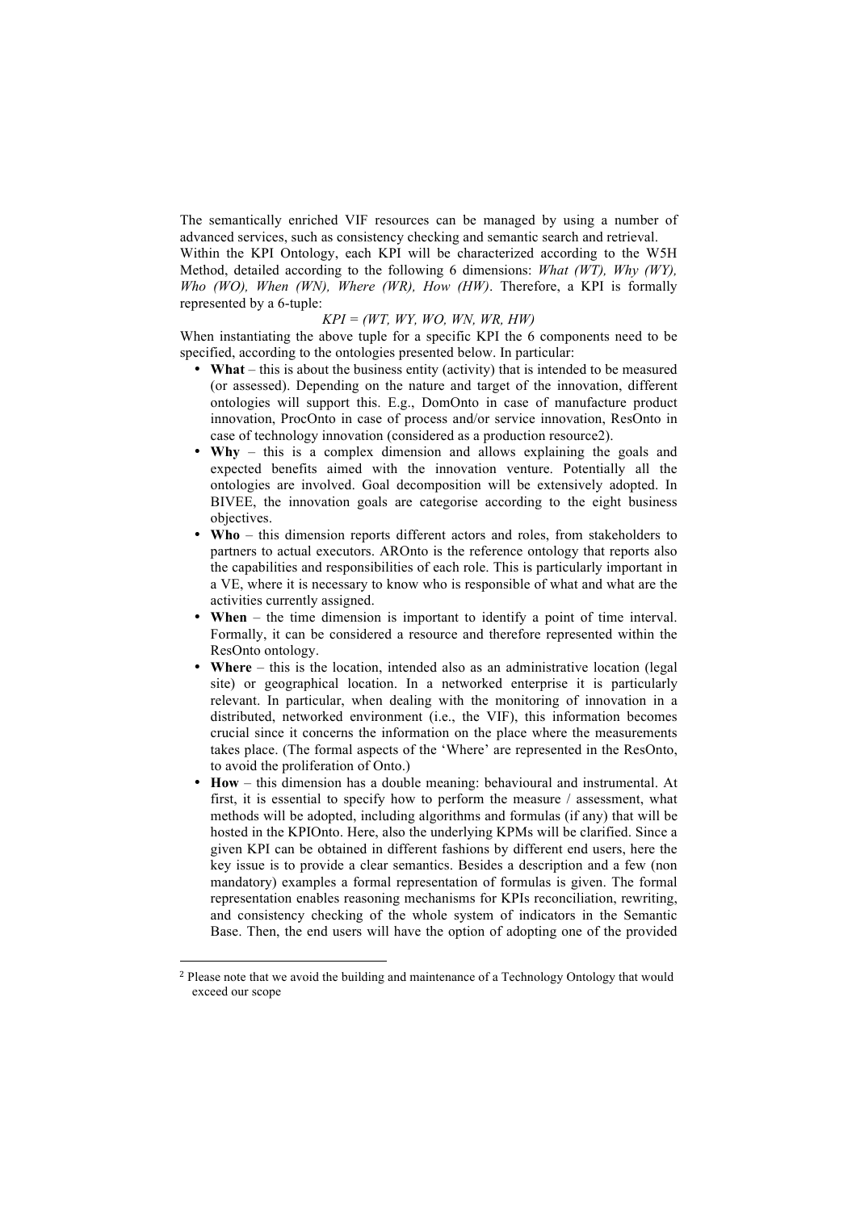The semantically enriched VIF resources can be managed by using a number of advanced services, such as consistency checking and semantic search and retrieval.
Within the KPI Ontology, each KPI will be characterized according to the W5H Method, detailed according to the following 6 dimensions: *What (WT), Why (WY), Who (WO), When (WN), Where (WR), How (HW)*. Therefore, a KPI is formally represented by a 6-tuple:

$$KPI = (WT, WY, WO, WN, WR, HW)$$

When instantiating the above tuple for a specific KPI the 6 components need to be specified, according to the ontologies presented below. In particular:

- **What** – this is about the business entity (activity) that is intended to be measured (or assessed). Depending on the nature and target of the innovation, different ontologies will support this. E.g., DomOnto in case of manufacture product innovation, ProcOnto in case of process and/or service innovation, ResOnto in case of technology innovation (considered as a production resource[2]).
- **Why** – this is a complex dimension and allows explaining the goals and expected benefits aimed with the innovation venture. Potentially all the ontologies are involved. Goal decomposition will be extensively adopted. In BIVEE, the innovation goals are categorise according to the eight business objectives.
- **Who** – this dimension reports different actors and roles, from stakeholders to partners to actual executors. AROnto is the reference ontology that reports also the capabilities and responsibilities of each role. This is particularly important in a VE, where it is necessary to know who is responsible of what and what are the activities currently assigned.
- **When** – the time dimension is important to identify a point of time interval. Formally, it can be considered a resource and therefore represented within the ResOnto ontology.
- **Where** – this is the location, intended also as an administrative location (legal site) or geographical location. In a networked enterprise it is particularly relevant. In particular, when dealing with the monitoring of innovation in a distributed, networked environment (i.e., the VIF), this information becomes crucial since it concerns the information on the place where the measurements takes place. (The formal aspects of the 'Where' are represented in the ResOnto, to avoid the proliferation of Onto.)
- **How** – this dimension has a double meaning: behavioural and instrumental. At first, it is essential to specify how to perform the measure / assessment, what methods will be adopted, including algorithms and formulas (if any) that will be hosted in the KPIOnto. Here, also the underlying KPMs will be clarified. Since a given KPI can be obtained in different fashions by different end users, here the key issue is to provide a clear semantics. Besides a description and a few (non mandatory) examples a formal representation of formulas is given. The formal representation enables reasoning mechanisms for KPIs reconciliation, rewriting, and consistency checking of the whole system of indicators in the Semantic Base. Then, the end users will have the option of adopting one of the provided

[2] Please note that we avoid the building and maintenance of a Technology Ontology that would exceed our scope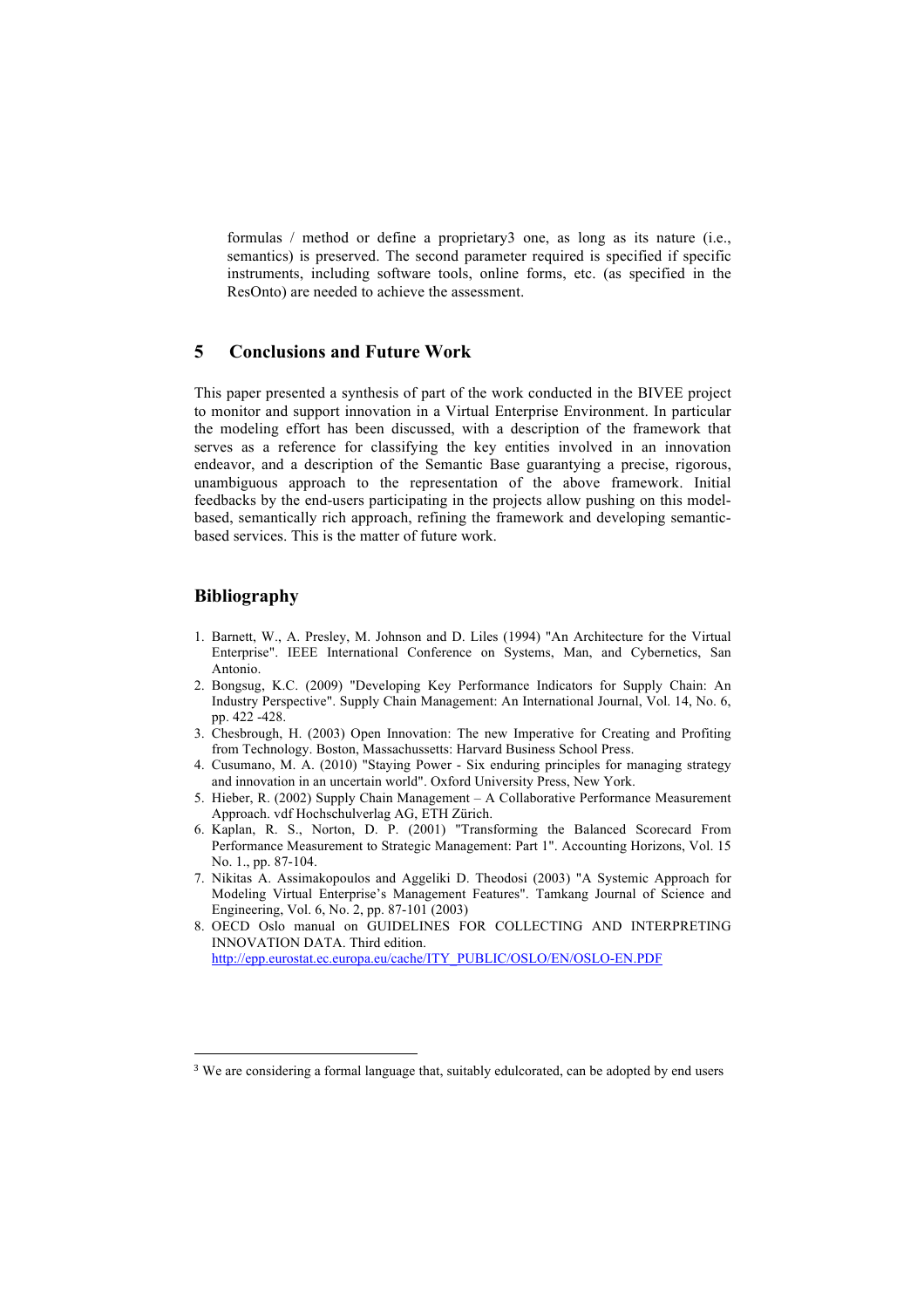formulas / method or define a proprietary[3] one, as long as its nature (i.e., semantics) is preserved. The second parameter required is specified if specific instruments, including software tools, online forms, etc. (as specified in the ResOnto) are needed to achieve the assessment.

## 5 Conclusions and Future Work

This paper presented a synthesis of part of the work conducted in the BIVEE project to monitor and support innovation in a Virtual Enterprise Environment. In particular the modeling effort has been discussed, with a description of the framework that serves as a reference for classifying the key entities involved in an innovation endeavor, and a description of the Semantic Base guarantying a precise, rigorous, unambiguous approach to the representation of the above framework. Initial feedbacks by the end-users participating in the projects allow pushing on this model-based, semantically rich approach, refining the framework and developing semantic-based services. This is the matter of future work.

## Bibliography

1. Barnett, W., A. Presley, M. Johnson and D. Liles (1994) "An Architecture for the Virtual Enterprise". IEEE International Conference on Systems, Man, and Cybernetics, San Antonio.
2. Bongsug, K.C. (2009) "Developing Key Performance Indicators for Supply Chain: An Industry Perspective". Supply Chain Management: An International Journal, Vol. 14, No. 6, pp. 422 -428.
3. Chesbrough, H. (2003) Open Innovation: The new Imperative for Creating and Profiting from Technology. Boston, Massachussetts: Harvard Business School Press.
4. Cusumano, M. A. (2010) "Staying Power - Six enduring principles for managing strategy and innovation in an uncertain world". Oxford University Press, New York.
5. Hieber, R. (2002) Supply Chain Management – A Collaborative Performance Measurement Approach. vdf Hochschulverlag AG, ETH Zürich.
6. Kaplan, R. S., Norton, D. P. (2001) "Transforming the Balanced Scorecard From Performance Measurement to Strategic Management: Part 1". Accounting Horizons, Vol. 15 No. 1., pp. 87-104.
7. Nikitas A. Assimakopoulos and Aggeliki D. Theodosi (2003) "A Systemic Approach for Modeling Virtual Enterprise's Management Features". Tamkang Journal of Science and Engineering, Vol. 6, No. 2, pp. 87-101 (2003)
8. OECD Oslo manual on GUIDELINES FOR COLLECTING AND INTERPRETING INNOVATION DATA. Third edition. http://epp.eurostat.ec.europa.eu/cache/ITY_PUBLIC/OSLO/EN/OSLO-EN.PDF

---

[3] We are considering a formal language that, suitably edulcorated, can be adopted by end users